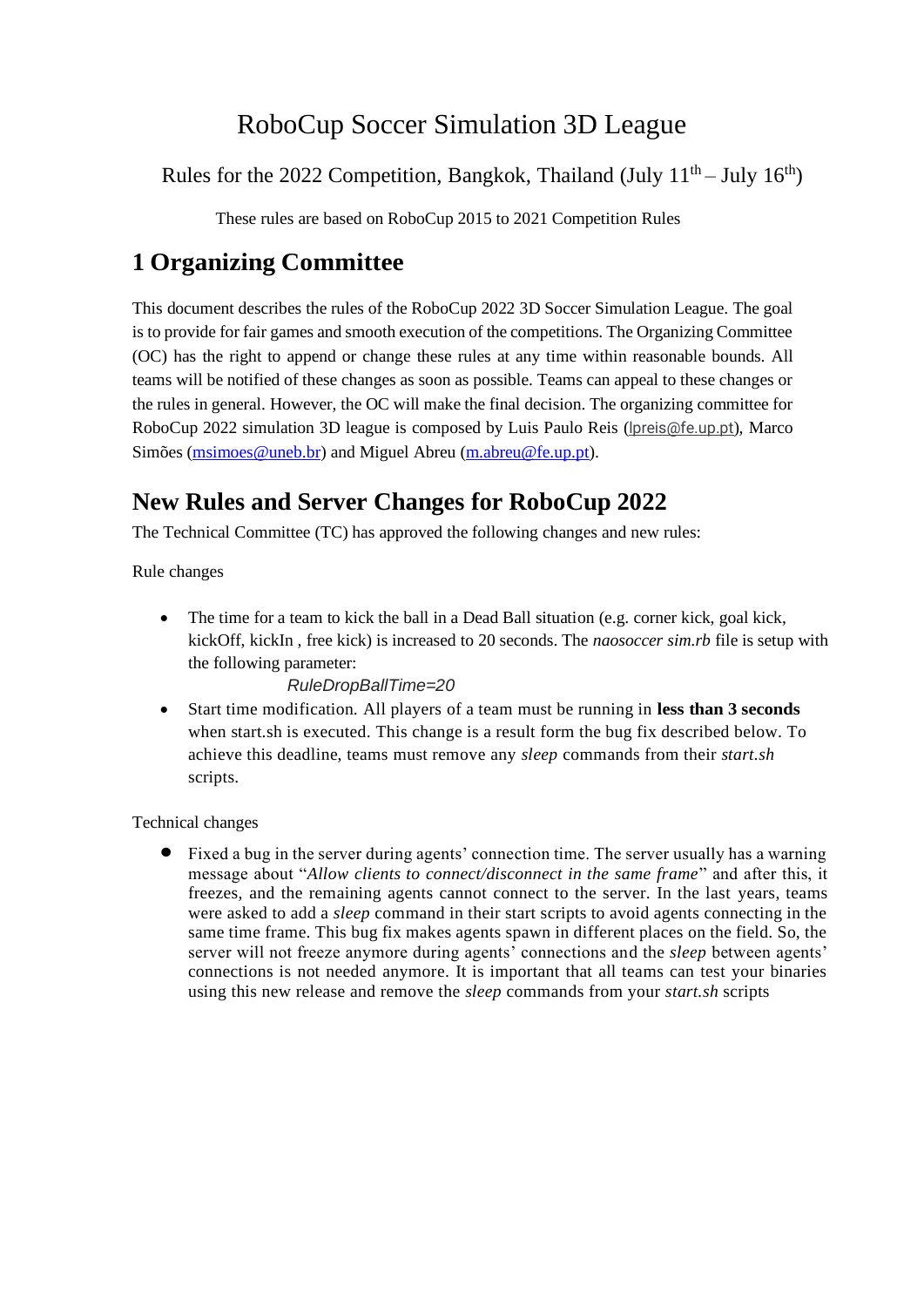# RoboCup Soccer Simulation 3D League

Rules for the 2022 Competition, Bangkok, Thailand (July 11th – July 16th)

These rules are based on RoboCup 2015 to 2021 Competition Rules

## 1 Organizing Committee

This document describes the rules of the RoboCup 2022 3D Soccer Simulation League. The goal is to provide for fair games and smooth execution of the competitions. The Organizing Committee (OC) has the right to append or change these rules at any time within reasonable bounds. All teams will be notified of these changes as soon as possible. Teams can appeal to these changes or the rules in general. However, the OC will make the final decision. The organizing committee for RoboCup 2022 simulation 3D league is composed by Luis Paulo Reis (lpreis@fe.up.pt), Marco Simões (msimoes@uneb.br) and Miguel Abreu (m.abreu@fe.up.pt).

## New Rules and Server Changes for RoboCup 2022

The Technical Committee (TC) has approved the following changes and new rules:

Rule changes

- The time for a team to kick the ball in a Dead Ball situation (e.g. corner kick, goal kick, kickOff, kickIn , free kick) is increased to 20 seconds. The *naosoccer sim.rb* file is setup with the following parameter:

  *RuleDropBallTime=20*
- Start time modification. All players of a team must be running in **less than 3 seconds** when start.sh is executed. This change is a result form the bug fix described below. To achieve this deadline, teams must remove any *sleep* commands from their *start.sh* scripts.

Technical changes

- Fixed a bug in the server during agents' connection time. The server usually has a warning message about "*Allow clients to connect/disconnect in the same frame*" and after this, it freezes, and the remaining agents cannot connect to the server. In the last years, teams were asked to add a *sleep* command in their start scripts to avoid agents connecting in the same time frame. This bug fix makes agents spawn in different places on the field. So, the server will not freeze anymore during agents' connections and the *sleep* between agents' connections is not needed anymore. It is important that all teams can test your binaries using this new release and remove the *sleep* commands from your *start.sh* scripts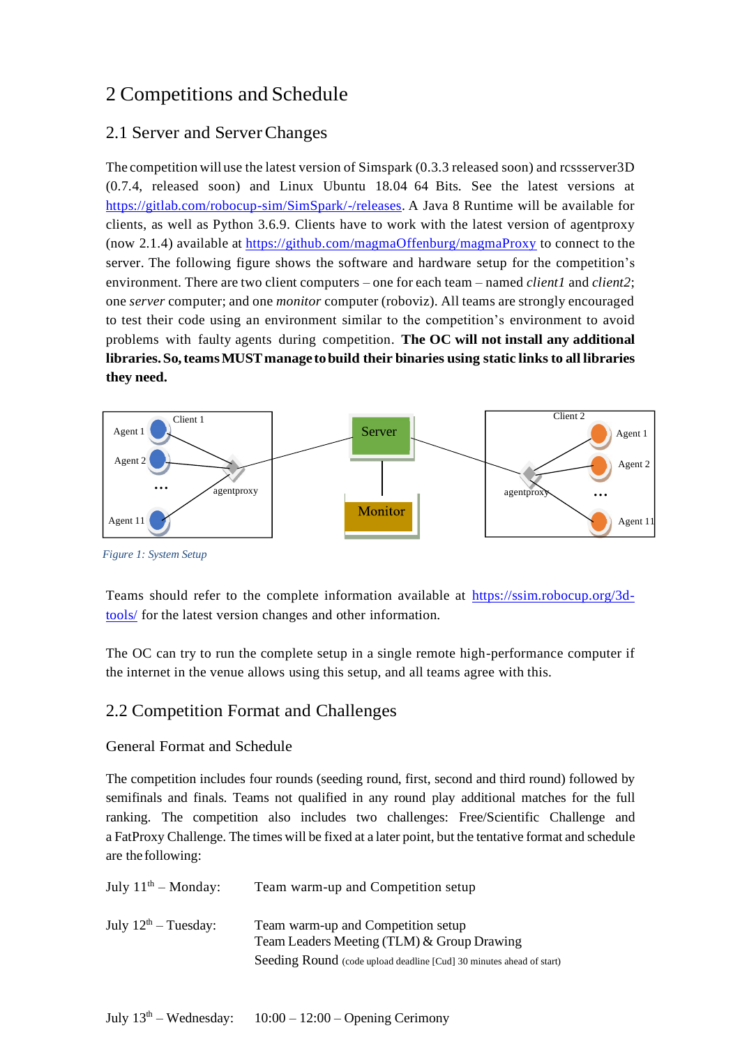# 2 Competitions and Schedule

## 2.1 Server and Server Changes

The competition will use the latest version of Simspark (0.3.3 released soon) and rcssserver3D (0.7.4, released soon) and Linux Ubuntu 18.04 64 Bits. See the latest versions at https://gitlab.com/robocup-sim/SimSpark/-/releases. A Java 8 Runtime will be available for clients, as well as Python 3.6.9. Clients have to work with the latest version of agentproxy (now 2.1.4) available at https://github.com/magmaOffenburg/magmaProxy to connect to the server. The following figure shows the software and hardware setup for the competition's environment. There are two client computers – one for each team – named *client1* and *client2*; one *server* computer; and one *monitor* computer (roboviz). All teams are strongly encouraged to test their code using an environment similar to the competition's environment to avoid problems with faulty agents during competition. **The OC will not install any additional libraries. So, teams MUST manage to build their binaries using static links to all libraries they need.**

*Figure 1: System Setup*

Teams should refer to the complete information available at https://ssim.robocup.org/3d-tools/ for the latest version changes and other information.

The OC can try to run the complete setup in a single remote high-performance computer if the internet in the venue allows using this setup, and all teams agree with this.

## 2.2 Competition Format and Challenges

### General Format and Schedule

The competition includes four rounds (seeding round, first, second and third round) followed by semifinals and finals. Teams not qualified in any round play additional matches for the full ranking. The competition also includes two challenges: Free/Scientific Challenge and a FatProxy Challenge. The times will be fixed at a later point, but the tentative format and schedule are the following:

July 11th – Monday: Team warm-up and Competition setup

July 12th – Tuesday: Team warm-up and Competition setup
Team Leaders Meeting (TLM) & Group Drawing
Seeding Round (code upload deadline [Cud] 30 minutes ahead of start)

July 13th – Wednesday: 10:00 – 12:00 – Opening Cerimony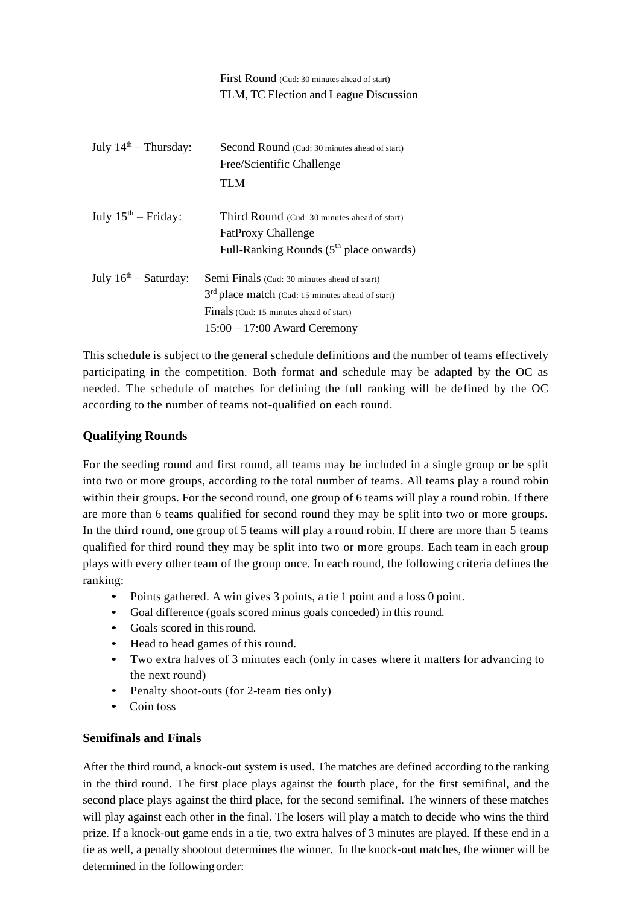First Round (Cud: 30 minutes ahead of start)
TLM, TC Election and League Discussion

| | |
|---|---|
| July 14th – Thursday: | Second Round (Cud: 30 minutes ahead of start)<br>Free/Scientific Challenge<br>TLM |
| July 15th – Friday: | Third Round (Cud: 30 minutes ahead of start)<br>FatProxy Challenge<br>Full-Ranking Rounds (5th place onwards) |
| July 16th – Saturday: | Semi Finals (Cud: 30 minutes ahead of start)<br>3rd place match (Cud: 15 minutes ahead of start)<br>Finals (Cud: 15 minutes ahead of start)<br>15:00 – 17:00 Award Ceremony |

This schedule is subject to the general schedule definitions and the number of teams effectively participating in the competition. Both format and schedule may be adapted by the OC as needed. The schedule of matches for defining the full ranking will be defined by the OC according to the number of teams not-qualified on each round.

### Qualifying Rounds

For the seeding round and first round, all teams may be included in a single group or be split into two or more groups, according to the total number of teams. All teams play a round robin within their groups. For the second round, one group of 6 teams will play a round robin. If there are more than 6 teams qualified for second round they may be split into two or more groups. In the third round, one group of 5 teams will play a round robin. If there are more than 5 teams qualified for third round they may be split into two or more groups. Each team in each group plays with every other team of the group once. In each round, the following criteria defines the ranking:

- Points gathered. A win gives 3 points, a tie 1 point and a loss 0 point.
- Goal difference (goals scored minus goals conceded) in this round.
- Goals scored in this round.
- Head to head games of this round.
- Two extra halves of 3 minutes each (only in cases where it matters for advancing to the next round)
- Penalty shoot-outs (for 2-team ties only)
- Coin toss

### Semifinals and Finals

After the third round, a knock-out system is used. The matches are defined according to the ranking in the third round. The first place plays against the fourth place, for the first semifinal, and the second place plays against the third place, for the second semifinal. The winners of these matches will play against each other in the final. The losers will play a match to decide who wins the third prize. If a knock-out game ends in a tie, two extra halves of 3 minutes are played. If these end in a tie as well, a penalty shootout determines the winner. In the knock-out matches, the winner will be determined in the following order: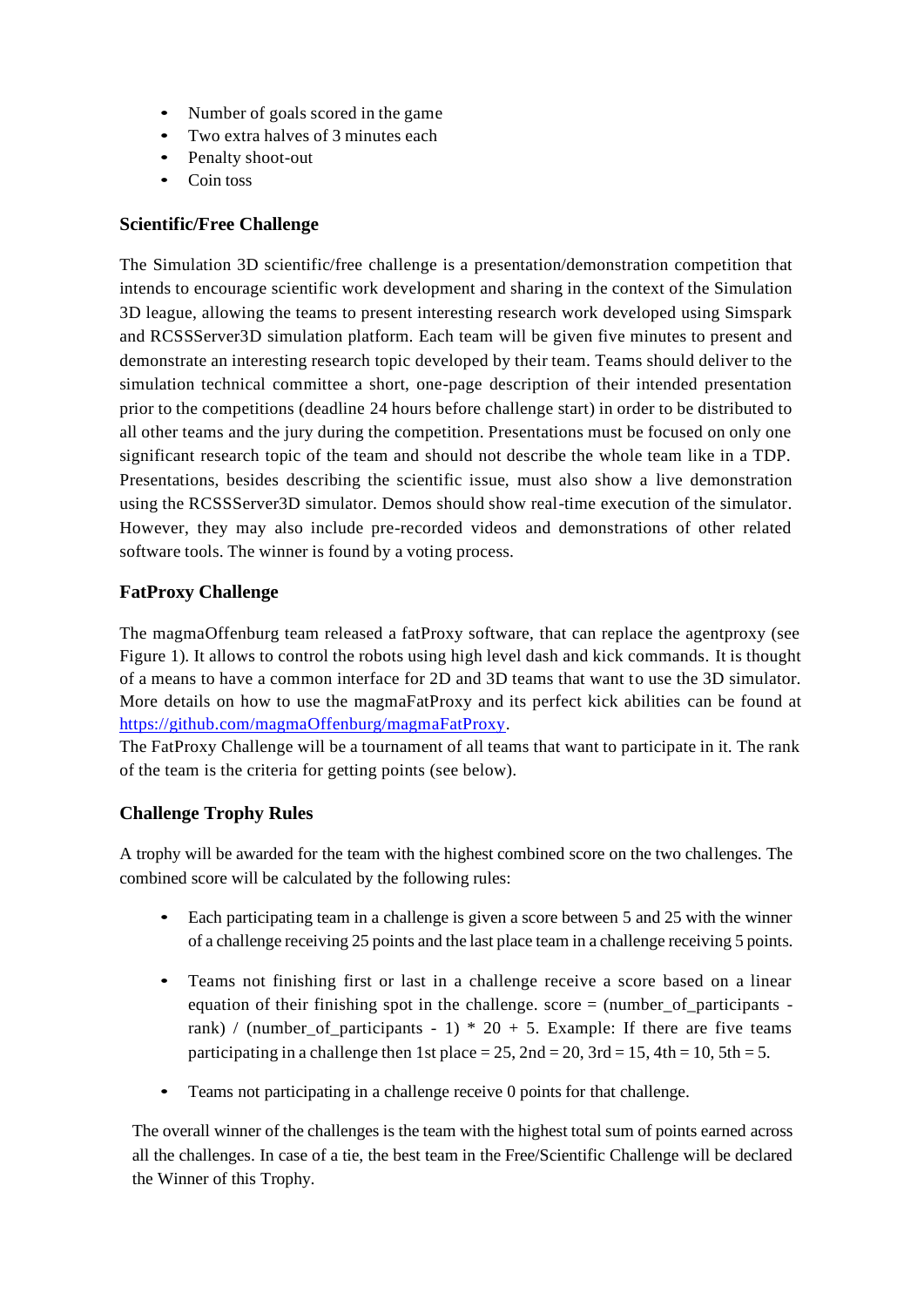- Number of goals scored in the game
- Two extra halves of 3 minutes each
- Penalty shoot-out
- Coin toss

### Scientific/Free Challenge

The Simulation 3D scientific/free challenge is a presentation/demonstration competition that intends to encourage scientific work development and sharing in the context of the Simulation 3D league, allowing the teams to present interesting research work developed using Simspark and RCSSServer3D simulation platform. Each team will be given five minutes to present and demonstrate an interesting research topic developed by their team. Teams should deliver to the simulation technical committee a short, one-page description of their intended presentation prior to the competitions (deadline 24 hours before challenge start) in order to be distributed to all other teams and the jury during the competition. Presentations must be focused on only one significant research topic of the team and should not describe the whole team like in a TDP. Presentations, besides describing the scientific issue, must also show a live demonstration using the RCSSServer3D simulator. Demos should show real-time execution of the simulator. However, they may also include pre-recorded videos and demonstrations of other related software tools. The winner is found by a voting process.

### FatProxy Challenge

The magmaOffenburg team released a fatProxy software, that can replace the agentproxy (see Figure 1). It allows to control the robots using high level dash and kick commands. It is thought of a means to have a common interface for 2D and 3D teams that want to use the 3D simulator. More details on how to use the magmaFatProxy and its perfect kick abilities can be found at [https://github.com/magmaOffenburg/magmaFatProxy](https://github.com/magmaOffenburg/magmaFatProxy).

The FatProxy Challenge will be a tournament of all teams that want to participate in it. The rank of the team is the criteria for getting points (see below).

### Challenge Trophy Rules

A trophy will be awarded for the team with the highest combined score on the two challenges. The combined score will be calculated by the following rules:

- Each participating team in a challenge is given a score between 5 and 25 with the winner of a challenge receiving 25 points and the last place team in a challenge receiving 5 points.
- Teams not finishing first or last in a challenge receive a score based on a linear equation of their finishing spot in the challenge. score = (number_of_participants - rank) / (number_of_participants - 1) * 20 + 5. Example: If there are five teams participating in a challenge then 1st place = 25, 2nd = 20, 3rd = 15, 4th = 10, 5th = 5.
- Teams not participating in a challenge receive 0 points for that challenge.

The overall winner of the challenges is the team with the highest total sum of points earned across all the challenges. In case of a tie, the best team in the Free/Scientific Challenge will be declared the Winner of this Trophy.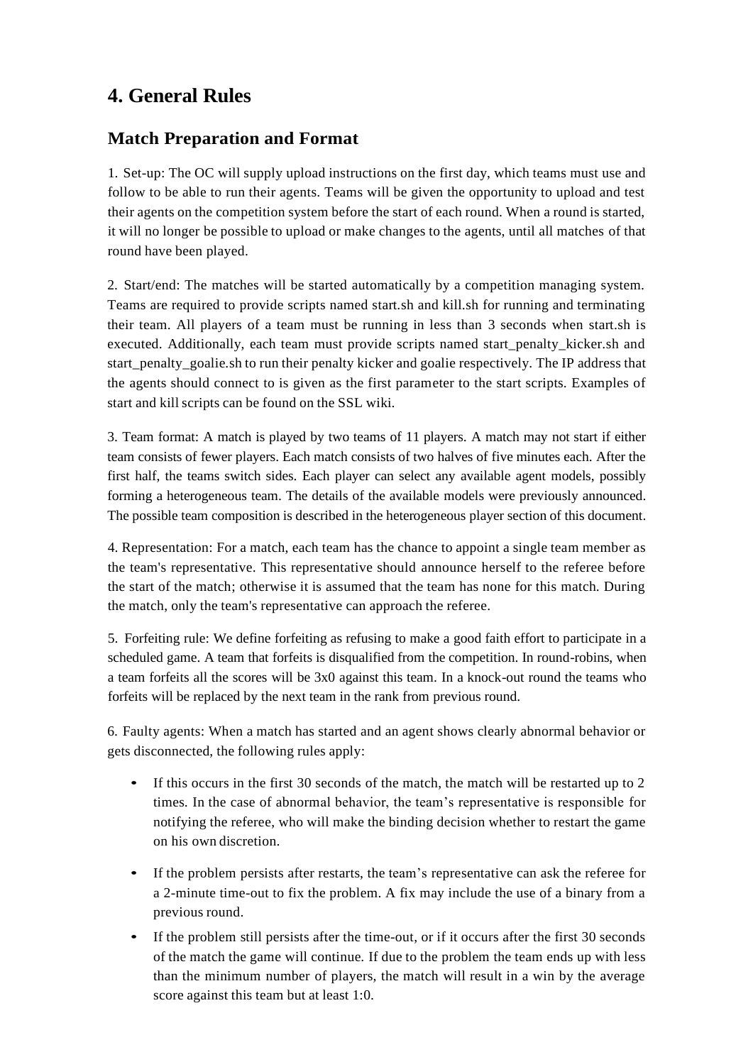# 4. General Rules

## Match Preparation and Format

1. Set-up: The OC will supply upload instructions on the first day, which teams must use and follow to be able to run their agents. Teams will be given the opportunity to upload and test their agents on the competition system before the start of each round. When a round is started, it will no longer be possible to upload or make changes to the agents, until all matches of that round have been played.

2. Start/end: The matches will be started automatically by a competition managing system. Teams are required to provide scripts named start.sh and kill.sh for running and terminating their team. All players of a team must be running in less than 3 seconds when start.sh is executed. Additionally, each team must provide scripts named start_penalty_kicker.sh and start_penalty_goalie.sh to run their penalty kicker and goalie respectively. The IP address that the agents should connect to is given as the first parameter to the start scripts. Examples of start and kill scripts can be found on the SSL wiki.

3. Team format: A match is played by two teams of 11 players. A match may not start if either team consists of fewer players. Each match consists of two halves of five minutes each. After the first half, the teams switch sides. Each player can select any available agent models, possibly forming a heterogeneous team. The details of the available models were previously announced. The possible team composition is described in the heterogeneous player section of this document.

4. Representation: For a match, each team has the chance to appoint a single team member as the team's representative. This representative should announce herself to the referee before the start of the match; otherwise it is assumed that the team has none for this match. During the match, only the team's representative can approach the referee.

5. Forfeiting rule: We define forfeiting as refusing to make a good faith effort to participate in a scheduled game. A team that forfeits is disqualified from the competition. In round-robins, when a team forfeits all the scores will be 3x0 against this team. In a knock-out round the teams who forfeits will be replaced by the next team in the rank from previous round.

6. Faulty agents: When a match has started and an agent shows clearly abnormal behavior or gets disconnected, the following rules apply:

- If this occurs in the first 30 seconds of the match, the match will be restarted up to 2 times. In the case of abnormal behavior, the team's representative is responsible for notifying the referee, who will make the binding decision whether to restart the game on his own discretion.
- If the problem persists after restarts, the team's representative can ask the referee for a 2-minute time-out to fix the problem. A fix may include the use of a binary from a previous round.
- If the problem still persists after the time-out, or if it occurs after the first 30 seconds of the match the game will continue. If due to the problem the team ends up with less than the minimum number of players, the match will result in a win by the average score against this team but at least 1:0.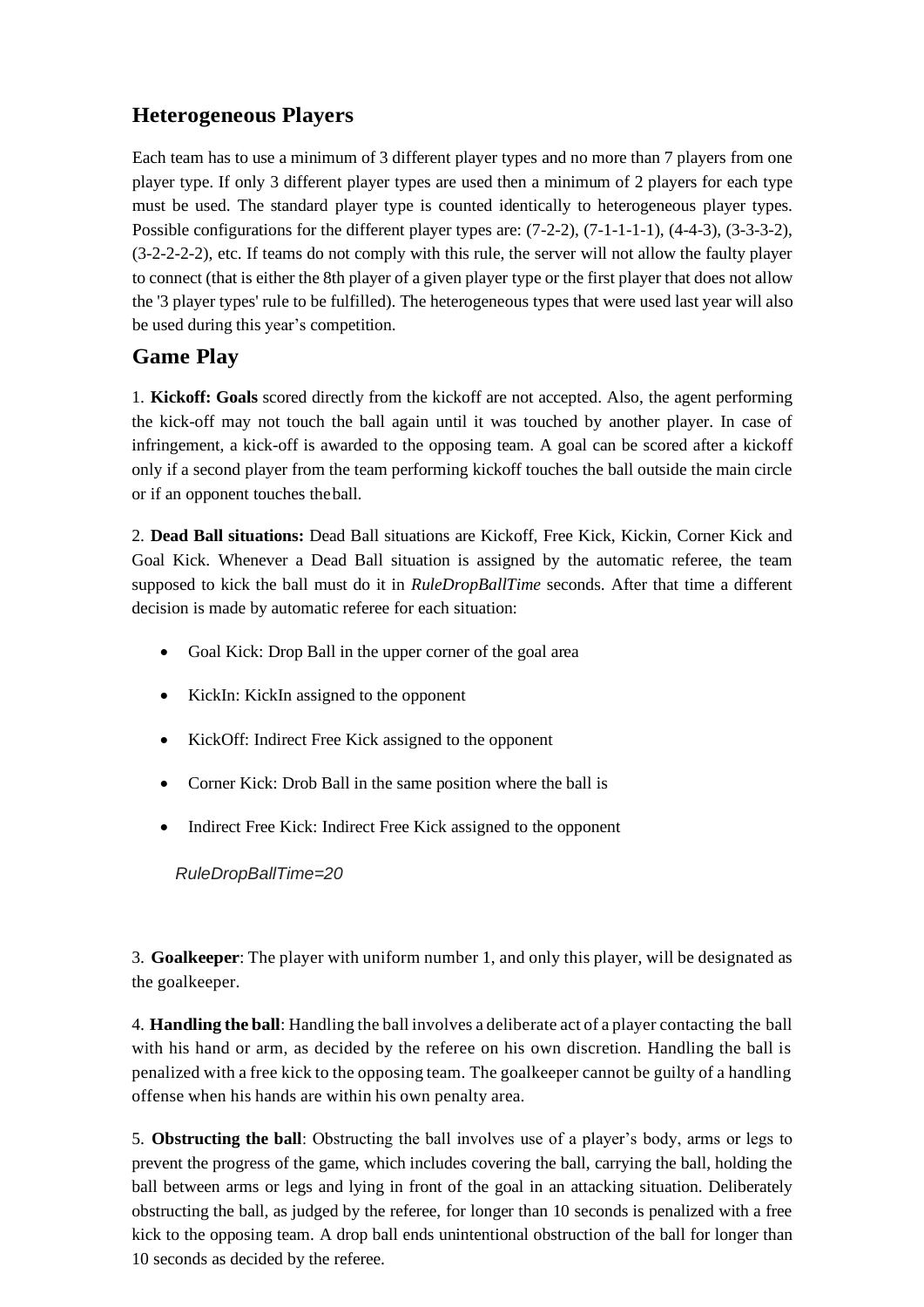## Heterogeneous Players

Each team has to use a minimum of 3 different player types and no more than 7 players from one player type. If only 3 different player types are used then a minimum of 2 players for each type must be used. The standard player type is counted identically to heterogeneous player types. Possible configurations for the different player types are: (7-2-2), (7-1-1-1-1), (4-4-3), (3-3-3-2), (3-2-2-2-2), etc. If teams do not comply with this rule, the server will not allow the faulty player to connect (that is either the 8th player of a given player type or the first player that does not allow the '3 player types' rule to be fulfilled). The heterogeneous types that were used last year will also be used during this year's competition.

## Game Play

1. **Kickoff: Goals** scored directly from the kickoff are not accepted. Also, the agent performing the kick-off may not touch the ball again until it was touched by another player. In case of infringement, a kick-off is awarded to the opposing team. A goal can be scored after a kickoff only if a second player from the team performing kickoff touches the ball outside the main circle or if an opponent touches the ball.

2. **Dead Ball situations:** Dead Ball situations are Kickoff, Free Kick, Kickin, Corner Kick and Goal Kick. Whenever a Dead Ball situation is assigned by the automatic referee, the team supposed to kick the ball must do it in *RuleDropBallTime* seconds. After that time a different decision is made by automatic referee for each situation:

- Goal Kick: Drop Ball in the upper corner of the goal area
- KickIn: KickIn assigned to the opponent
- KickOff: Indirect Free Kick assigned to the opponent
- Corner Kick: Drob Ball in the same position where the ball is
- Indirect Free Kick: Indirect Free Kick assigned to the opponent

*RuleDropBallTime=20*

3. **Goalkeeper**: The player with uniform number 1, and only this player, will be designated as the goalkeeper.

4. **Handling the ball**: Handling the ball involves a deliberate act of a player contacting the ball with his hand or arm, as decided by the referee on his own discretion. Handling the ball is penalized with a free kick to the opposing team. The goalkeeper cannot be guilty of a handling offense when his hands are within his own penalty area.

5. **Obstructing the ball**: Obstructing the ball involves use of a player's body, arms or legs to prevent the progress of the game, which includes covering the ball, carrying the ball, holding the ball between arms or legs and lying in front of the goal in an attacking situation. Deliberately obstructing the ball, as judged by the referee, for longer than 10 seconds is penalized with a free kick to the opposing team. A drop ball ends unintentional obstruction of the ball for longer than 10 seconds as decided by the referee.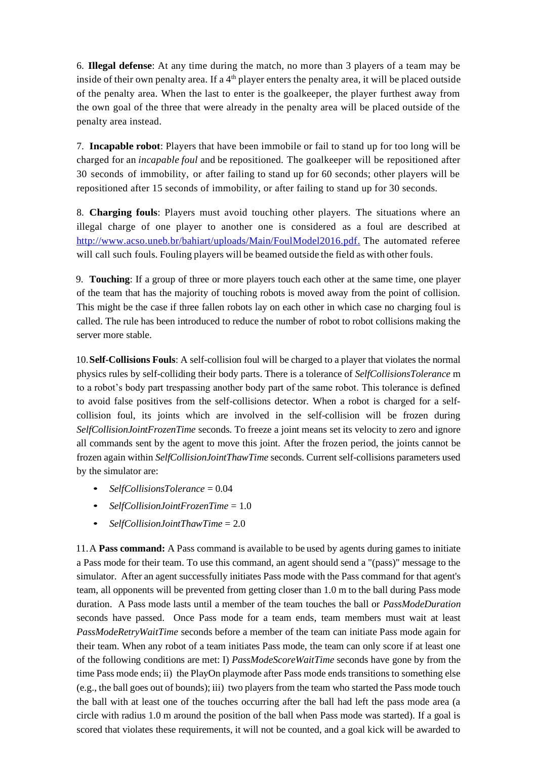6. **Illegal defense**: At any time during the match, no more than 3 players of a team may be inside of their own penalty area. If a 4th player enters the penalty area, it will be placed outside of the penalty area. When the last to enter is the goalkeeper, the player furthest away from the own goal of the three that were already in the penalty area will be placed outside of the penalty area instead.

7. **Incapable robot**: Players that have been immobile or fail to stand up for too long will be charged for an *incapable foul* and be repositioned. The goalkeeper will be repositioned after 30 seconds of immobility, or after failing to stand up for 60 seconds; other players will be repositioned after 15 seconds of immobility, or after failing to stand up for 30 seconds.

8. **Charging fouls**: Players must avoid touching other players. The situations where an illegal charge of one player to another one is considered as a foul are described at [http://www.acso.uneb.br/bahiart/uploads/Main/FoulModel2016.pdf.](http://www.acso.uneb.br/bahiart/uploads/Main/FoulModel2016.pdf) The automated referee will call such fouls. Fouling players will be beamed outside the field as with other fouls.

9. **Touching**: If a group of three or more players touch each other at the same time, one player of the team that has the majority of touching robots is moved away from the point of collision. This might be the case if three fallen robots lay on each other in which case no charging foul is called. The rule has been introduced to reduce the number of robot to robot collisions making the server more stable.

10. **Self-Collisions Fouls**: A self-collision foul will be charged to a player that violates the normal physics rules by self-colliding their body parts. There is a tolerance of *SelfCollisionsTolerance* m to a robot's body part trespassing another body part of the same robot. This tolerance is defined to avoid false positives from the self-collisions detector. When a robot is charged for a self-collision foul, its joints which are involved in the self-collision will be frozen during *SelfCollisionJointFrozenTime* seconds. To freeze a joint means set its velocity to zero and ignore all commands sent by the agent to move this joint. After the frozen period, the joints cannot be frozen again within *SelfCollisionJointThawTime* seconds. Current self-collisions parameters used by the simulator are:

- *SelfCollisionsTolerance* = 0.04
- *SelfCollisionJointFrozenTime* = 1.0
- *SelfCollisionJointThawTime* = 2.0

11. A **Pass command:** A Pass command is available to be used by agents during games to initiate a Pass mode for their team. To use this command, an agent should send a "(pass)" message to the simulator. After an agent successfully initiates Pass mode with the Pass command for that agent's team, all opponents will be prevented from getting closer than 1.0 m to the ball during Pass mode duration. A Pass mode lasts until a member of the team touches the ball or *PassModeDuration* seconds have passed. Once Pass mode for a team ends, team members must wait at least *PassModeRetryWaitTime* seconds before a member of the team can initiate Pass mode again for their team. When any robot of a team initiates Pass mode, the team can only score if at least one of the following conditions are met: I) *PassModeScoreWaitTime* seconds have gone by from the time Pass mode ends; ii) the PlayOn playmode after Pass mode ends transitions to something else (e.g., the ball goes out of bounds); iii) two players from the team who started the Pass mode touch the ball with at least one of the touches occurring after the ball had left the pass mode area (a circle with radius 1.0 m around the position of the ball when Pass mode was started). If a goal is scored that violates these requirements, it will not be counted, and a goal kick will be awarded to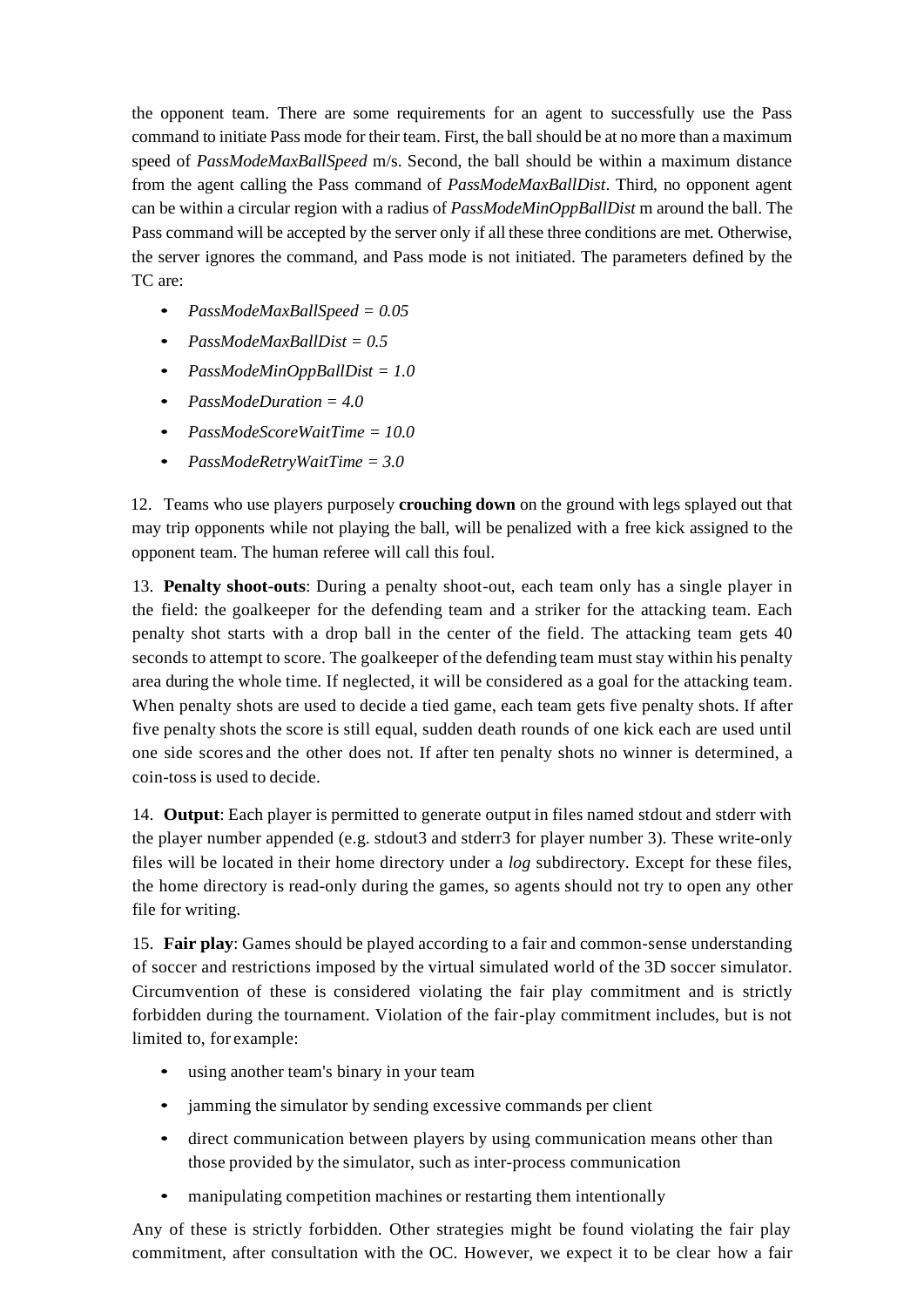the opponent team. There are some requirements for an agent to successfully use the Pass command to initiate Pass mode for their team. First, the ball should be at no more than a maximum speed of *PassModeMaxBallSpeed* m/s. Second, the ball should be within a maximum distance from the agent calling the Pass command of *PassModeMaxBallDist*. Third, no opponent agent can be within a circular region with a radius of *PassModeMinOppBallDist* m around the ball. The Pass command will be accepted by the server only if all these three conditions are met. Otherwise, the server ignores the command, and Pass mode is not initiated. The parameters defined by the TC are:

- *PassModeMaxBallSpeed = 0.05*
- *PassModeMaxBallDist = 0.5*
- *PassModeMinOppBallDist = 1.0*
- *PassModeDuration = 4.0*
- *PassModeScoreWaitTime = 10.0*
- *PassModeRetryWaitTime = 3.0*

12. Teams who use players purposely **crouching down** on the ground with legs splayed out that may trip opponents while not playing the ball, will be penalized with a free kick assigned to the opponent team. The human referee will call this foul.

13. **Penalty shoot-outs**: During a penalty shoot-out, each team only has a single player in the field: the goalkeeper for the defending team and a striker for the attacking team. Each penalty shot starts with a drop ball in the center of the field. The attacking team gets 40 seconds to attempt to score. The goalkeeper of the defending team must stay within his penalty area during the whole time. If neglected, it will be considered as a goal for the attacking team. When penalty shots are used to decide a tied game, each team gets five penalty shots. If after five penalty shots the score is still equal, sudden death rounds of one kick each are used until one side scores and the other does not. If after ten penalty shots no winner is determined, a coin-toss is used to decide.

14. **Output**: Each player is permitted to generate output in files named stdout and stderr with the player number appended (e.g. stdout3 and stderr3 for player number 3). These write-only files will be located in their home directory under a *log* subdirectory. Except for these files, the home directory is read-only during the games, so agents should not try to open any other file for writing.

15. **Fair play**: Games should be played according to a fair and common-sense understanding of soccer and restrictions imposed by the virtual simulated world of the 3D soccer simulator. Circumvention of these is considered violating the fair play commitment and is strictly forbidden during the tournament. Violation of the fair-play commitment includes, but is not limited to, for example:

- using another team's binary in your team
- jamming the simulator by sending excessive commands per client
- direct communication between players by using communication means other than those provided by the simulator, such as inter-process communication
- manipulating competition machines or restarting them intentionally

Any of these is strictly forbidden. Other strategies might be found violating the fair play commitment, after consultation with the OC. However, we expect it to be clear how a fair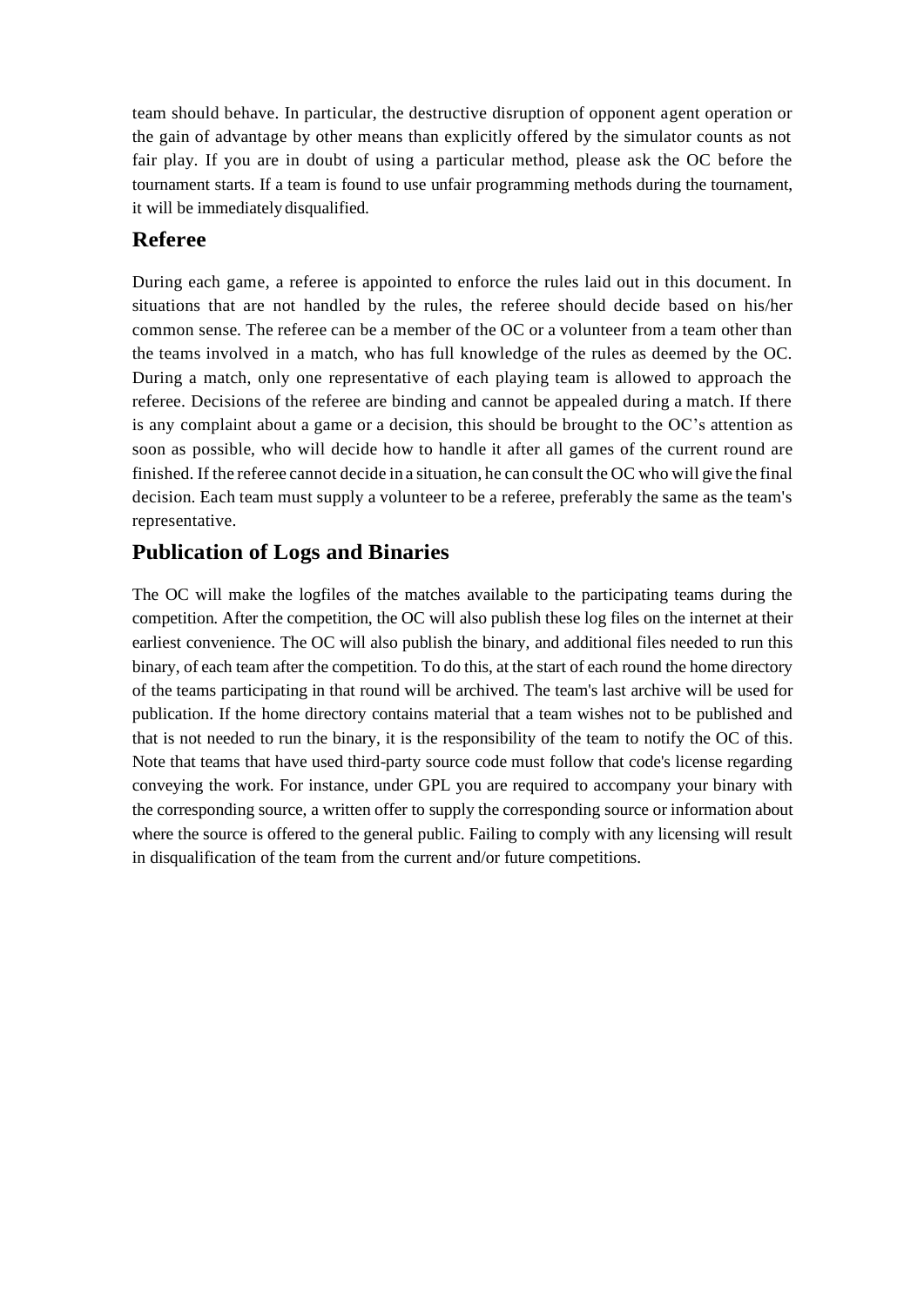team should behave. In particular, the destructive disruption of opponent agent operation or the gain of advantage by other means than explicitly offered by the simulator counts as not fair play. If you are in doubt of using a particular method, please ask the OC before the tournament starts. If a team is found to use unfair programming methods during the tournament, it will be immediately disqualified.

## Referee

During each game, a referee is appointed to enforce the rules laid out in this document. In situations that are not handled by the rules, the referee should decide based on his/her common sense. The referee can be a member of the OC or a volunteer from a team other than the teams involved in a match, who has full knowledge of the rules as deemed by the OC. During a match, only one representative of each playing team is allowed to approach the referee. Decisions of the referee are binding and cannot be appealed during a match. If there is any complaint about a game or a decision, this should be brought to the OC's attention as soon as possible, who will decide how to handle it after all games of the current round are finished. If the referee cannot decide in a situation, he can consult the OC who will give the final decision. Each team must supply a volunteer to be a referee, preferably the same as the team's representative.

## Publication of Logs and Binaries

The OC will make the logfiles of the matches available to the participating teams during the competition. After the competition, the OC will also publish these log files on the internet at their earliest convenience. The OC will also publish the binary, and additional files needed to run this binary, of each team after the competition. To do this, at the start of each round the home directory of the teams participating in that round will be archived. The team's last archive will be used for publication. If the home directory contains material that a team wishes not to be published and that is not needed to run the binary, it is the responsibility of the team to notify the OC of this. Note that teams that have used third-party source code must follow that code's license regarding conveying the work. For instance, under GPL you are required to accompany your binary with the corresponding source, a written offer to supply the corresponding source or information about where the source is offered to the general public. Failing to comply with any licensing will result in disqualification of the team from the current and/or future competitions.